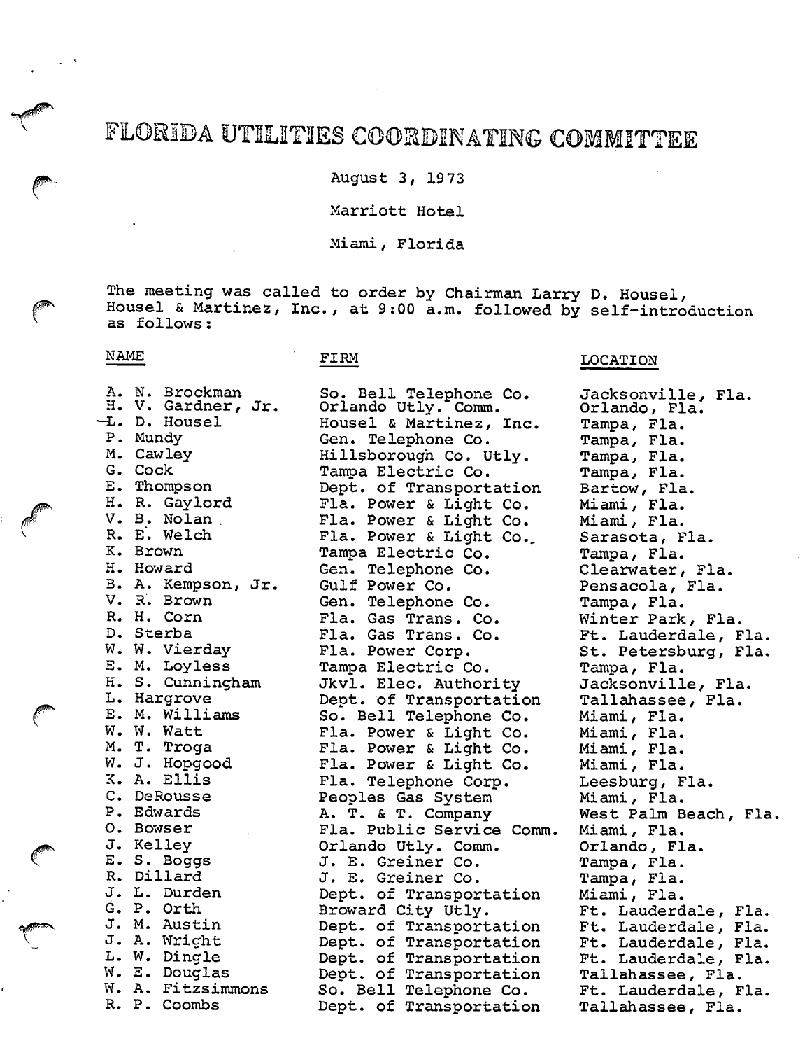# FLORIDA UTILITIES COORDINATING COMMITTEE

August 3, 1973

Marriott Hotel

Miami, Florida

The meeting was called to order by Chairman Larry D. Housel, Housel & Martinez, Inc., at 9:00 a.m. followed by self-introduction as follows:

| NAME | FIRM | LOCATION |
|---|---|---|
| A. N. Brockman | So. Bell Telephone Co. | Jacksonville, Fla. |
| H. V. Gardner, Jr. | Orlando Utly. Comm. | Orlando, Fla. |
| L. D. Housel | Housel & Martinez, Inc. | Tampa, Fla. |
| P. Mundy | Gen. Telephone Co. | Tampa, Fla. |
| M. Cawley | Hillsborough Co. Utly. | Tampa, Fla. |
| G. Cock | Tampa Electric Co. | Tampa, Fla. |
| E. Thompson | Dept. of Transportation | Bartow, Fla. |
| H. R. Gaylord | Fla. Power & Light Co. | Miami, Fla. |
| V. B. Nolan | Fla. Power & Light Co. | Miami, Fla. |
| R. E. Welch | Fla. Power & Light Co. | Sarasota, Fla. |
| K. Brown | Tampa Electric Co. | Tampa, Fla. |
| H. Howard | Gen. Telephone Co. | Clearwater, Fla. |
| B. A. Kempson, Jr. | Gulf Power Co. | Pensacola, Fla. |
| V. R. Brown | Gen. Telephone Co. | Tampa, Fla. |
| R. H. Corn | Fla. Gas Trans. Co. | Winter Park, Fla. |
| D. Sterba | Fla. Gas Trans. Co. | Ft. Lauderdale, Fla. |
| W. W. Vierday | Fla. Power Corp. | St. Petersburg, Fla. |
| E. M. Loyless | Tampa Electric Co. | Tampa, Fla. |
| H. S. Cunningham | Jkvl. Elec. Authority | Jacksonville, Fla. |
| L. Hargrove | Dept. of Transportation | Tallahassee, Fla. |
| E. M. Williams | So. Bell Telephone Co. | Miami, Fla. |
| W. W. Watt | Fla. Power & Light Co. | Miami, Fla. |
| M. T. Troga | Fla. Power & Light Co. | Miami, Fla. |
| W. J. Hopgood | Fla. Power & Light Co. | Miami, Fla. |
| K. A. Ellis | Fla. Telephone Corp. | Leesburg, Fla. |
| C. DeRousse | Peoples Gas System | Miami, Fla. |
| P. Edwards | A. T. & T. Company | West Palm Beach, Fla. |
| O. Bowser | Fla. Public Service Comm. | Miami, Fla. |
| J. Kelley | Orlando Utly. Comm. | Orlando, Fla. |
| E. S. Boggs | J. E. Greiner Co. | Tampa, Fla. |
| R. Dillard | J. E. Greiner Co. | Tampa, Fla. |
| J. L. Durden | Dept. of Transportation | Miami, Fla. |
| G. P. Orth | Broward City Utly. | Ft. Lauderdale, Fla. |
| J. M. Austin | Dept. of Transportation | Ft. Lauderdale, Fla. |
| J. A. Wright | Dept. of Transportation | Ft. Lauderdale, Fla. |
| L. W. Dingle | Dept. of Transportation | Ft. Lauderdale, Fla. |
| W. E. Douglas | Dept. of Transportation | Tallahassee, Fla. |
| W. A. Fitzsimmons | So. Bell Telephone Co. | Ft. Lauderdale, Fla. |
| R. P. Coombs | Dept. of Transportation | Tallahassee, Fla. |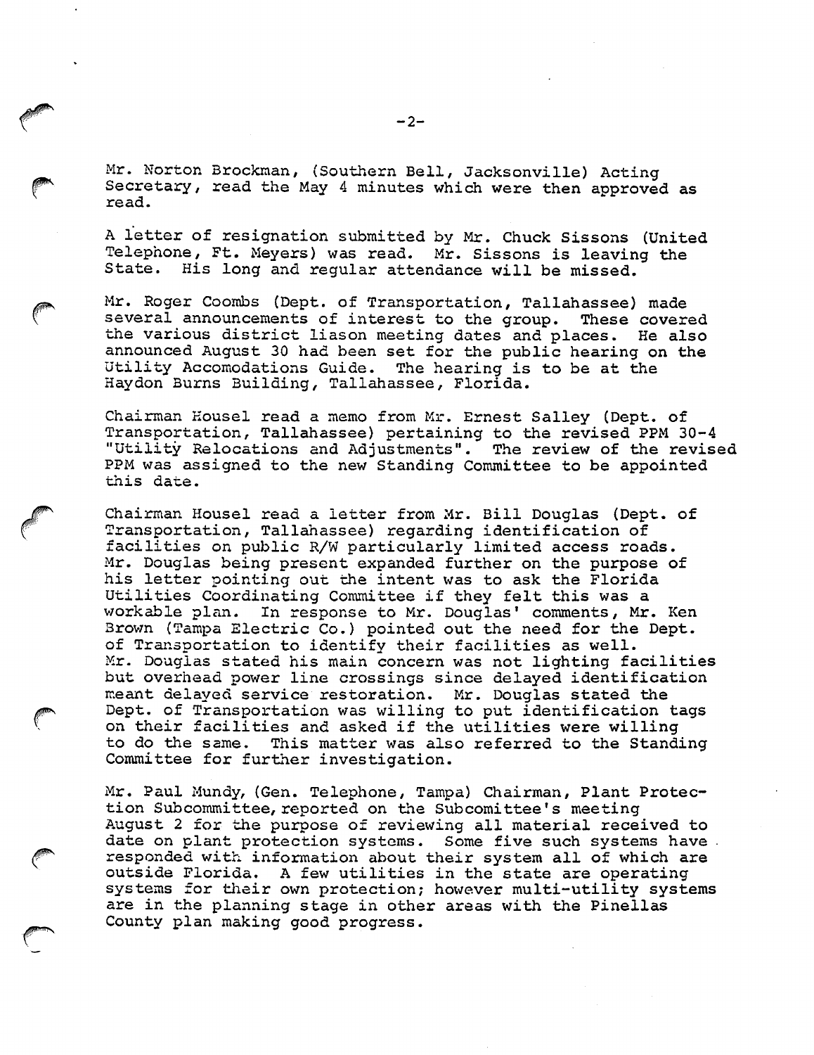Mr. Norton Brockman, (Southern Bell, Jacksonville) Acting Secretary, read the May 4 minutes which were then approved as read.

A letter of resignation submitted by Mr. Chuck Sissons (United Telephone, Ft. Meyers) was read. Mr. Sissons is leaving the State. His long and regular attendance will be missed.

Mr. Roger Coombs (Dept. of Transportation, Tallahassee) made several announcements of interest to the group. These covered the various district liason meeting dates and places. He also announced August 30 had been set for the public hearing on the Utility Accomodations Guide. The hearing is to be at the Haydon Burns Building, Tallahassee, Florida.

Chairman Housel read a memo from Mr. Ernest Salley (Dept. of Transportation, Tallahassee) pertaining to the revised PPM 30-4 "Utility Relocations and Adjustments". The review of the revised PPM was assigned to the new Standing Committee to be appointed this date.

Chairman Housel read a letter from Mr. Bill Douglas (Dept. of Transportation, Tallahassee) regarding identification of facilities on public R/W particularly limited access roads. Mr. Douglas being present expanded further on the purpose of his letter pointing out the intent was to ask the Florida Utilities Coordinating Committee if they felt this was a workable plan. In response to Mr. Douglas' comments, Mr. Ken Brown (Tampa Electric Co.) pointed out the need for the Dept. of Transportation to identify their facilities as well. Mr. Douglas stated his main concern was not lighting facilities but overhead power line crossings since delayed identification meant delayed service restoration. Mr. Douglas stated the Dept. of Transportation was willing to put identification tags on their facilities and asked if the utilities were willing to do the same. This matter was also referred to the Standing Committee for further investigation.

Mr. Paul Mundy, (Gen. Telephone, Tampa) Chairman, Plant Protection Subcommittee, reported on the Subcomittee's meeting August 2 for the purpose of reviewing all material received to date on plant protection systems. Some five such systems have responded with information about their system all of which are outside Florida. A few utilities in the state are operating systems for their own protection; however multi-utility systems are in the planning stage in other areas with the Pinellas County plan making good progress.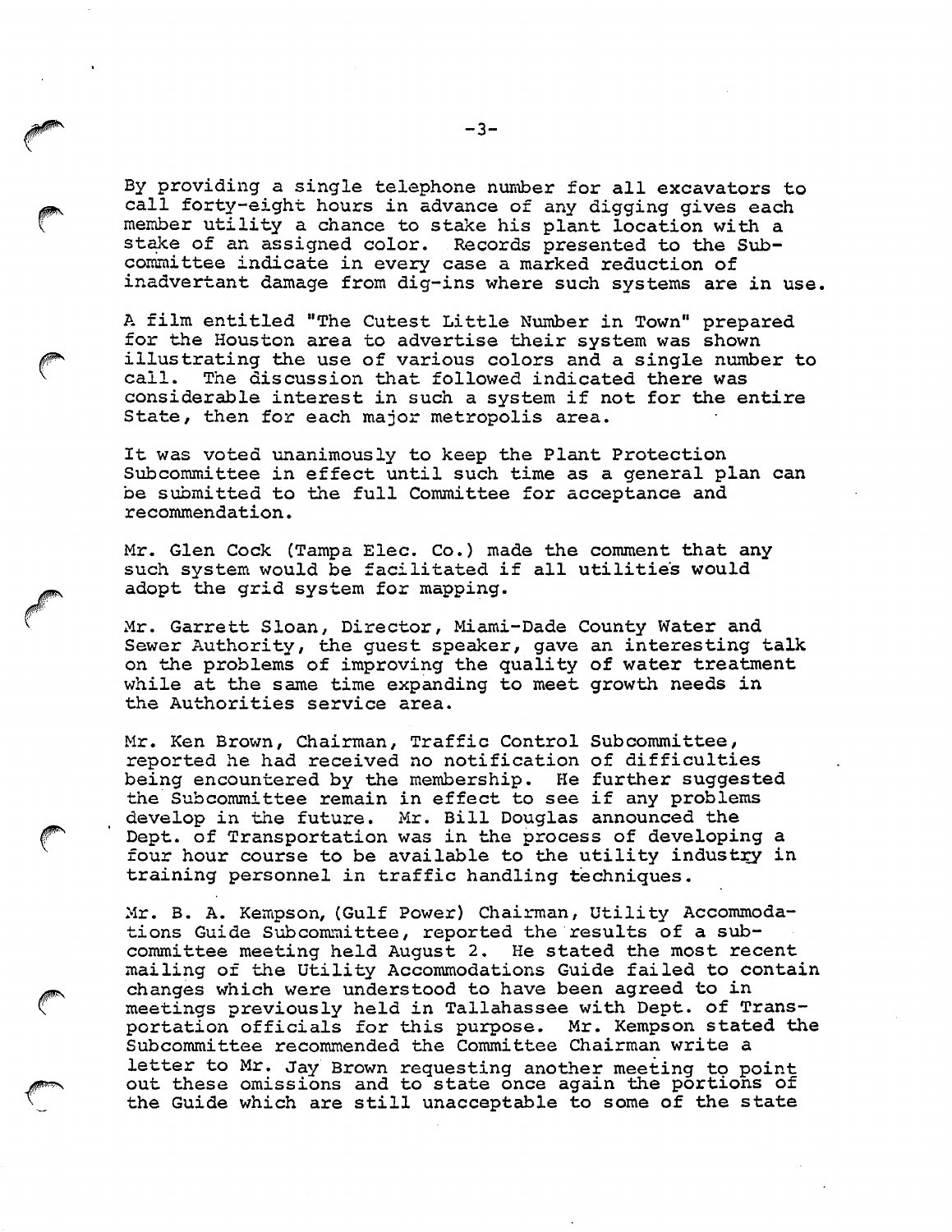By providing a single telephone number for all excavators to call forty-eight hours in advance of any digging gives each member utility a chance to stake his plant location with a stake of an assigned color. Records presented to the Subcommittee indicate in every case a marked reduction of inadvertant damage from dig-ins where such systems are in use.

A film entitled "The Cutest Little Number in Town" prepared for the Houston area to advertise their system was shown illustrating the use of various colors and a single number to call. The discussion that followed indicated there was considerable interest in such a system if not for the entire State, then for each major metropolis area.

It was voted unanimously to keep the Plant Protection Subcommittee in effect until such time as a general plan can be submitted to the full Committee for acceptance and recommendation.

Mr. Glen Cock (Tampa Elec. Co.) made the comment that any such system would be facilitated if all utilities would adopt the grid system for mapping.

Mr. Garrett Sloan, Director, Miami-Dade County Water and Sewer Authority, the guest speaker, gave an interesting talk on the problems of improving the quality of water treatment while at the same time expanding to meet growth needs in the Authorities service area.

Mr. Ken Brown, Chairman, Traffic Control Subcommittee, reported he had received no notification of difficulties being encountered by the membership. He further suggested the Subcommittee remain in effect to see if any problems develop in the future. Mr. Bill Douglas announced the Dept. of Transportation was in the process of developing a four hour course to be available to the utility industry in training personnel in traffic handling techniques.

Mr. B. A. Kempson, (Gulf Power) Chairman, Utility Accommodations Guide Subcommittee, reported the results of a subcommittee meeting held August 2. He stated the most recent mailing of the Utility Accommodations Guide failed to contain changes which were understood to have been agreed to in meetings previously held in Tallahassee with Dept. of Transportation officials for this purpose. Mr. Kempson stated the Subcommittee recommended the Committee Chairman write a letter to Mr. Jay Brown requesting another meeting to point out these omissions and to state once again the portions of the Guide which are still unacceptable to some of the state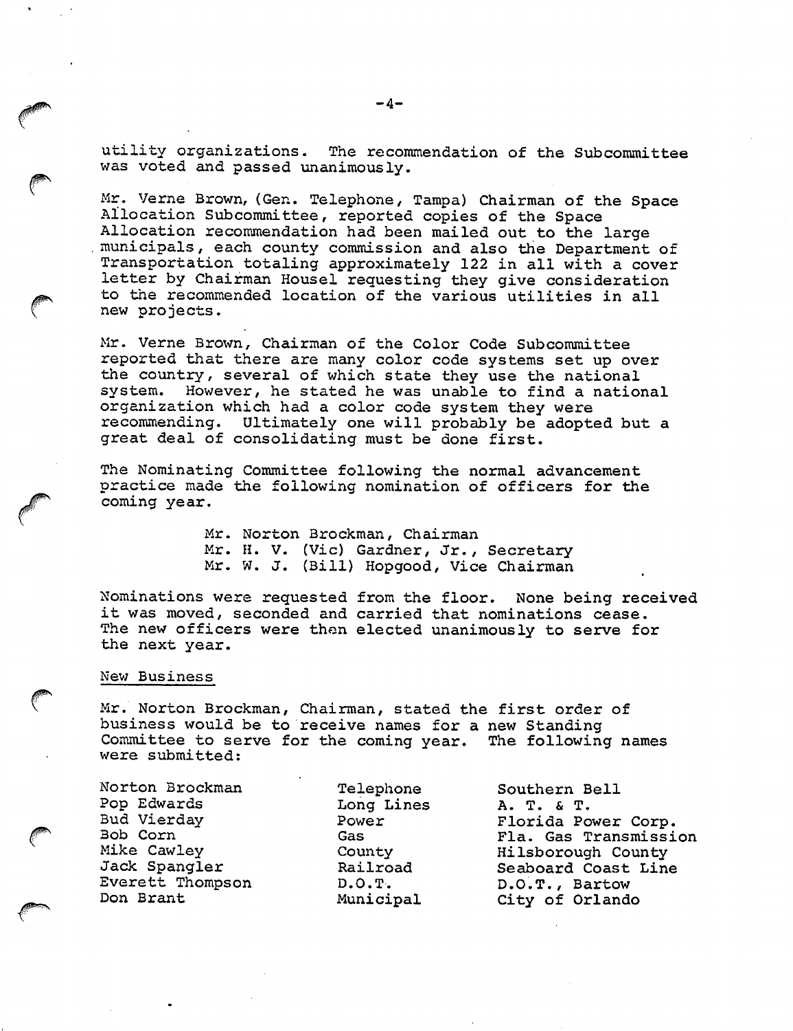utility organizations. The recommendation of the Subcommittee was voted and passed unanimously.

Mr. Verne Brown, (Gen. Telephone, Tampa) Chairman of the Space Allocation Subcommittee, reported copies of the Space Allocation recommendation had been mailed out to the large municipals, each county commission and also the Department of Transportation totaling approximately 122 in all with a cover letter by Chairman Housel requesting they give consideration to the recommended location of the various utilities in all new projects.

Mr. Verne Brown, Chairman of the Color Code Subcommittee reported that there are many color code systems set up over the country, several of which state they use the national system. However, he stated he was unable to find a national organization which had a color code system they were recommending. Ultimately one will probably be adopted but a great deal of consolidating must be done first.

The Nominating Committee following the normal advancement practice made the following nomination of officers for the coming year.

Mr. Norton Brockman, Chairman
Mr. H. V. (Vic) Gardner, Jr., Secretary
Mr. W. J. (Bill) Hopgood, Vice Chairman

Nominations were requested from the floor. None being received it was moved, seconded and carried that nominations cease. The new officers were then elected unanimously to serve for the next year.

New Business

Mr. Norton Brockman, Chairman, stated the first order of business would be to receive names for a new Standing Committee to serve for the coming year. The following names were submitted:

| | | |
|---|---|---|
| Norton Brockman | Telephone | Southern Bell |
| Pop Edwards | Long Lines | A. T. & T. |
| Bud Vierday | Power | Florida Power Corp. |
| Bob Corn | Gas | Fla. Gas Transmission |
| Mike Cawley | County | Hilsborough County |
| Jack Spangler | Railroad | Seaboard Coast Line |
| Everett Thompson | D.O.T. | D.O.T., Bartow |
| Don Brant | Municipal | City of Orlando |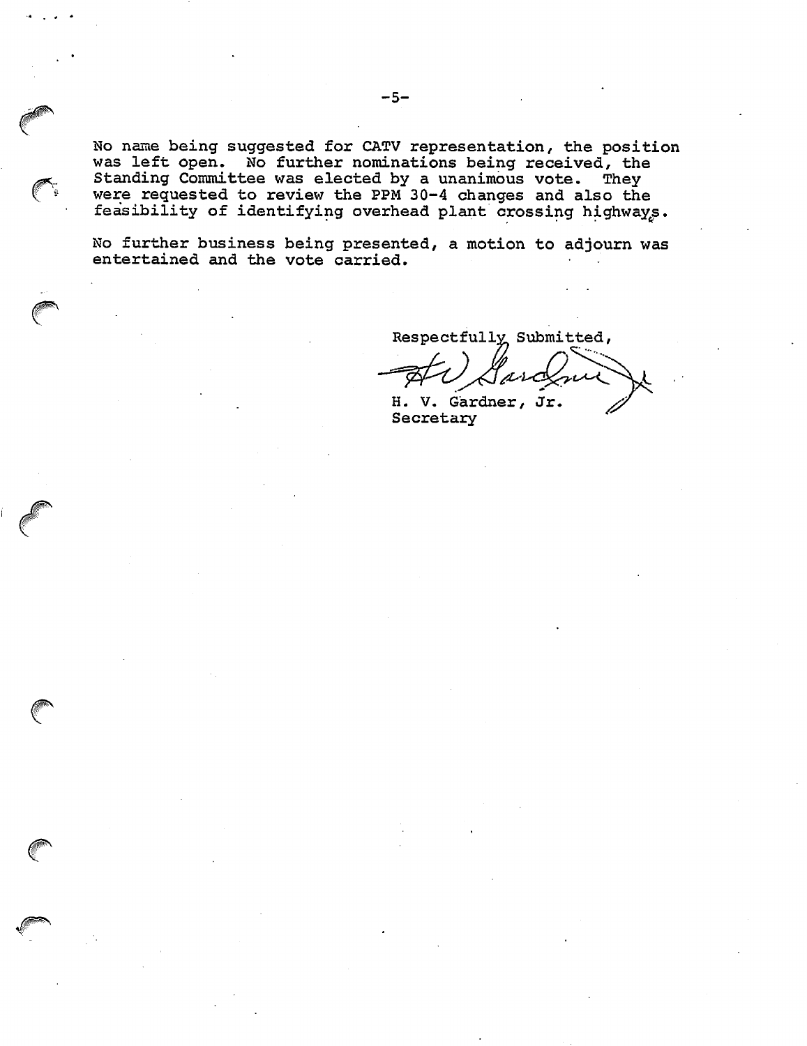No name being suggested for CATV representation, the position was left open. No further nominations being received, the Standing Committee was elected by a unanimous vote. They were requested to review the PPM 30-4 changes and also the feasibility of identifying overhead plant crossing highways.

No further business being presented, a motion to adjourn was entertained and the vote carried.

Respectfully Submitted,

H. V. Gardner, Jr.
Secretary